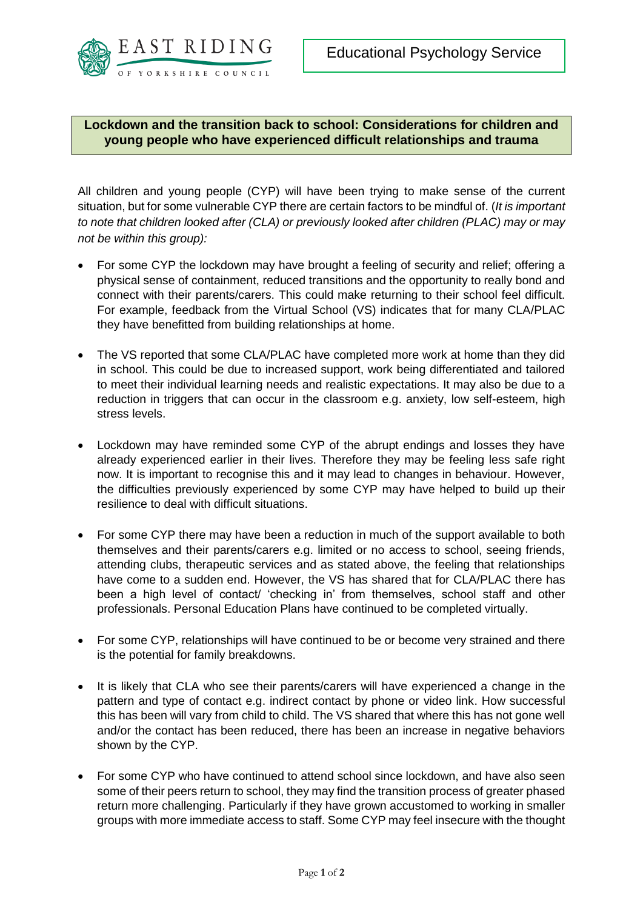EAST RIDING OF YORKSHIRE COUNCIL

Educational Psychology Service

**Lockdown and the transition back to school: Considerations for children and young people who have experienced difficult relationships and trauma**

All children and young people (CYP) will have been trying to make sense of the current situation, but for some vulnerable CYP there are certain factors to be mindful of. (*It is important to note that children looked after (CLA) or previously looked after children (PLAC) may or may not be within this group):*

- For some CYP the lockdown may have brought a feeling of security and relief; offering a physical sense of containment, reduced transitions and the opportunity to really bond and connect with their parents/carers. This could make returning to their school feel difficult. For example, feedback from the Virtual School (VS) indicates that for many CLA/PLAC they have benefitted from building relationships at home.

- The VS reported that some CLA/PLAC have completed more work at home than they did in school. This could be due to increased support, work being differentiated and tailored to meet their individual learning needs and realistic expectations. It may also be due to a reduction in triggers that can occur in the classroom e.g. anxiety, low self-esteem, high stress levels.

- Lockdown may have reminded some CYP of the abrupt endings and losses they have already experienced earlier in their lives. Therefore they may be feeling less safe right now. It is important to recognise this and it may lead to changes in behaviour. However, the difficulties previously experienced by some CYP may have helped to build up their resilience to deal with difficult situations.

- For some CYP there may have been a reduction in much of the support available to both themselves and their parents/carers e.g. limited or no access to school, seeing friends, attending clubs, therapeutic services and as stated above, the feeling that relationships have come to a sudden end. However, the VS has shared that for CLA/PLAC there has been a high level of contact/ 'checking in' from themselves, school staff and other professionals. Personal Education Plans have continued to be completed virtually.

- For some CYP, relationships will have continued to be or become very strained and there is the potential for family breakdowns.

- It is likely that CLA who see their parents/carers will have experienced a change in the pattern and type of contact e.g. indirect contact by phone or video link. How successful this has been will vary from child to child. The VS shared that where this has not gone well and/or the contact has been reduced, there has been an increase in negative behaviors shown by the CYP.

- For some CYP who have continued to attend school since lockdown, and have also seen some of their peers return to school, they may find the transition process of greater phased return more challenging. Particularly if they have grown accustomed to working in smaller groups with more immediate access to staff. Some CYP may feel insecure with the thought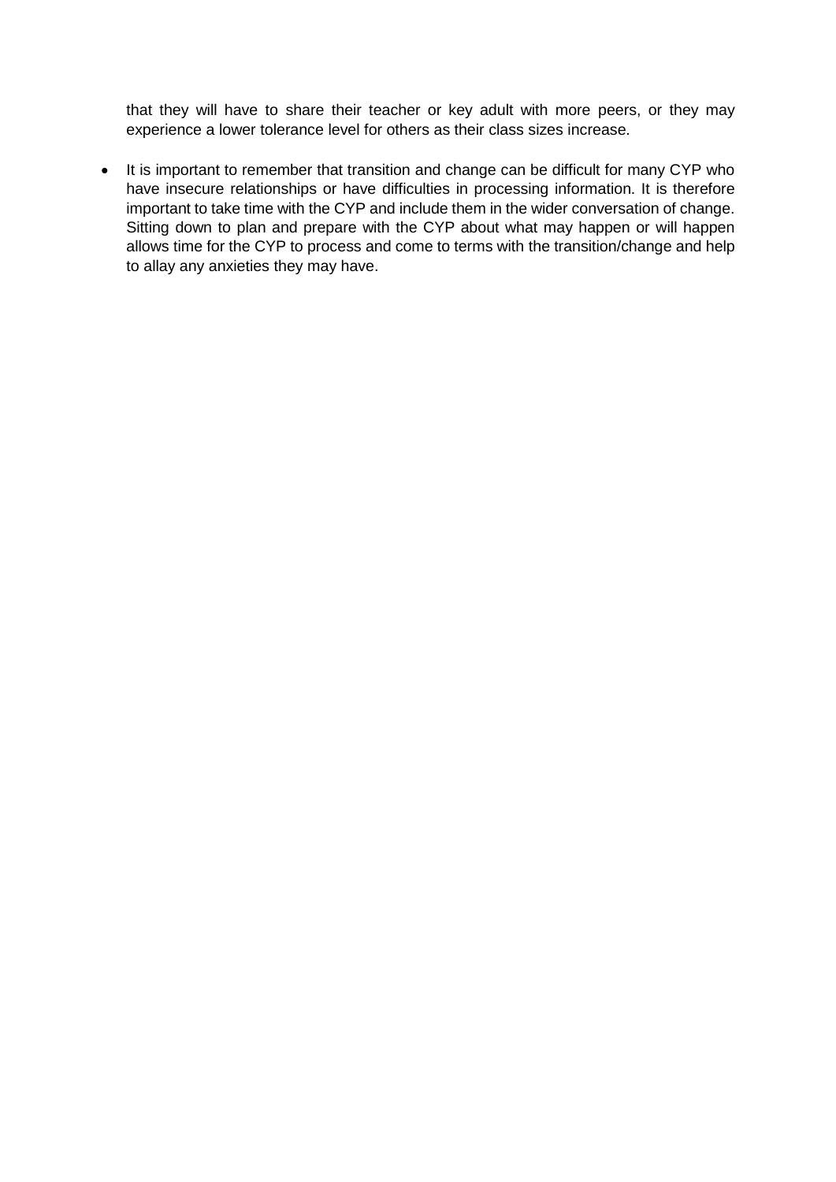that they will have to share their teacher or key adult with more peers, or they may experience a lower tolerance level for others as their class sizes increase.

- It is important to remember that transition and change can be difficult for many CYP who have insecure relationships or have difficulties in processing information. It is therefore important to take time with the CYP and include them in the wider conversation of change. Sitting down to plan and prepare with the CYP about what may happen or will happen allows time for the CYP to process and come to terms with the transition/change and help to allay any anxieties they may have.